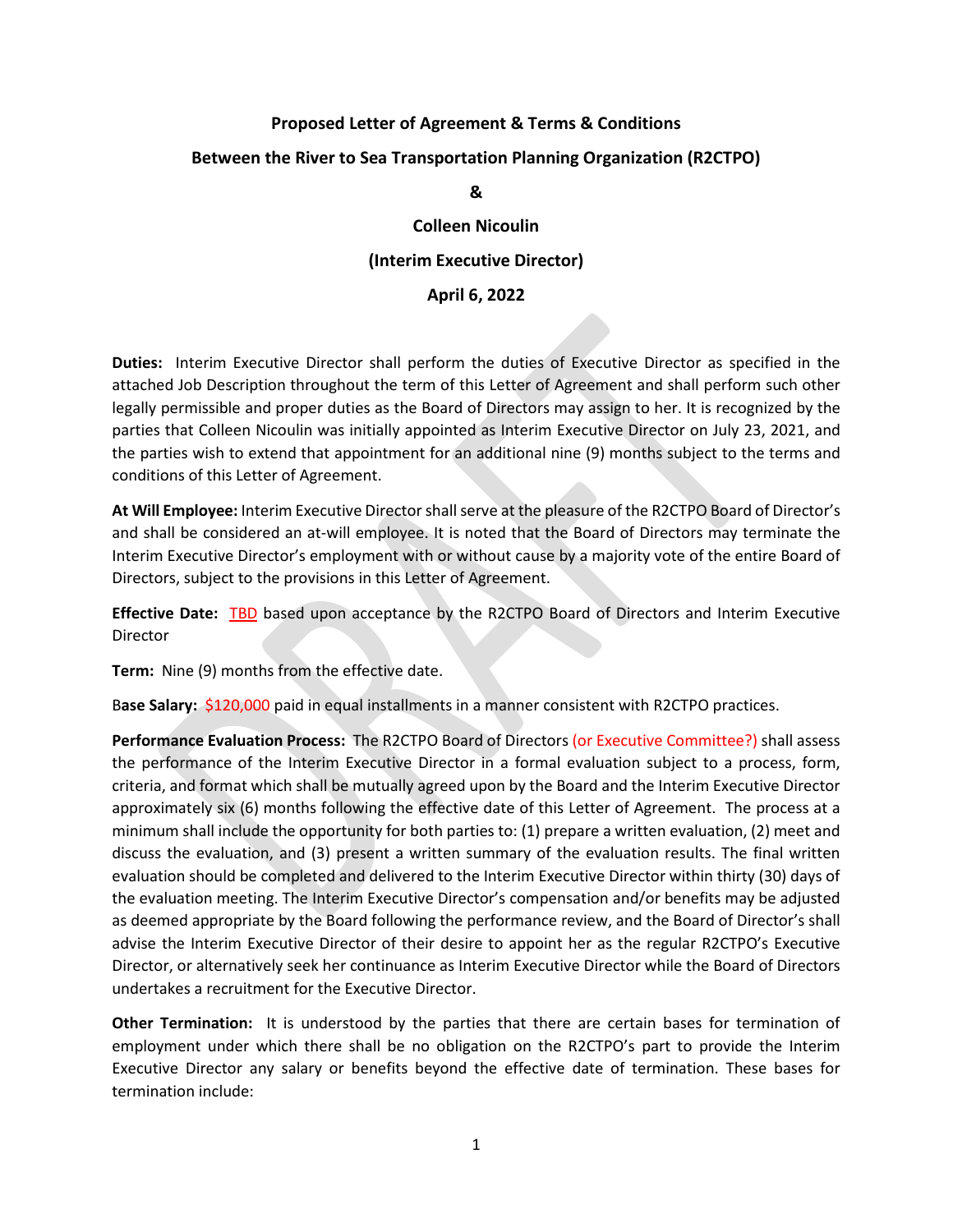**Proposed Letter of Agreement & Terms & Conditions**

**Between the River to Sea Transportation Planning Organization (R2CTPO)**

**&**

**Colleen Nicoulin**

**(Interim Executive Director)**

**April 6, 2022**

**Duties:** Interim Executive Director shall perform the duties of Executive Director as specified in the attached Job Description throughout the term of this Letter of Agreement and shall perform such other legally permissible and proper duties as the Board of Directors may assign to her. It is recognized by the parties that Colleen Nicoulin was initially appointed as Interim Executive Director on July 23, 2021, and the parties wish to extend that appointment for an additional nine (9) months subject to the terms and conditions of this Letter of Agreement.

**At Will Employee:** Interim Executive Director shall serve at the pleasure of the R2CTPO Board of Director's and shall be considered an at-will employee. It is noted that the Board of Directors may terminate the Interim Executive Director's employment with or without cause by a majority vote of the entire Board of Directors, subject to the provisions in this Letter of Agreement.

**Effective Date:** TBD based upon acceptance by the R2CTPO Board of Directors and Interim Executive Director

**Term:** Nine (9) months from the effective date.

**Base Salary:** $120,000 paid in equal installments in a manner consistent with R2CTPO practices.

**Performance Evaluation Process:** The R2CTPO Board of Directors (or Executive Committee?) shall assess the performance of the Interim Executive Director in a formal evaluation subject to a process, form, criteria, and format which shall be mutually agreed upon by the Board and the Interim Executive Director approximately six (6) months following the effective date of this Letter of Agreement. The process at a minimum shall include the opportunity for both parties to: (1) prepare a written evaluation, (2) meet and discuss the evaluation, and (3) present a written summary of the evaluation results. The final written evaluation should be completed and delivered to the Interim Executive Director within thirty (30) days of the evaluation meeting. The Interim Executive Director's compensation and/or benefits may be adjusted as deemed appropriate by the Board following the performance review, and the Board of Director's shall advise the Interim Executive Director of their desire to appoint her as the regular R2CTPO's Executive Director, or alternatively seek her continuance as Interim Executive Director while the Board of Directors undertakes a recruitment for the Executive Director.

**Other Termination:** It is understood by the parties that there are certain bases for termination of employment under which there shall be no obligation on the R2CTPO's part to provide the Interim Executive Director any salary or benefits beyond the effective date of termination. These bases for termination include: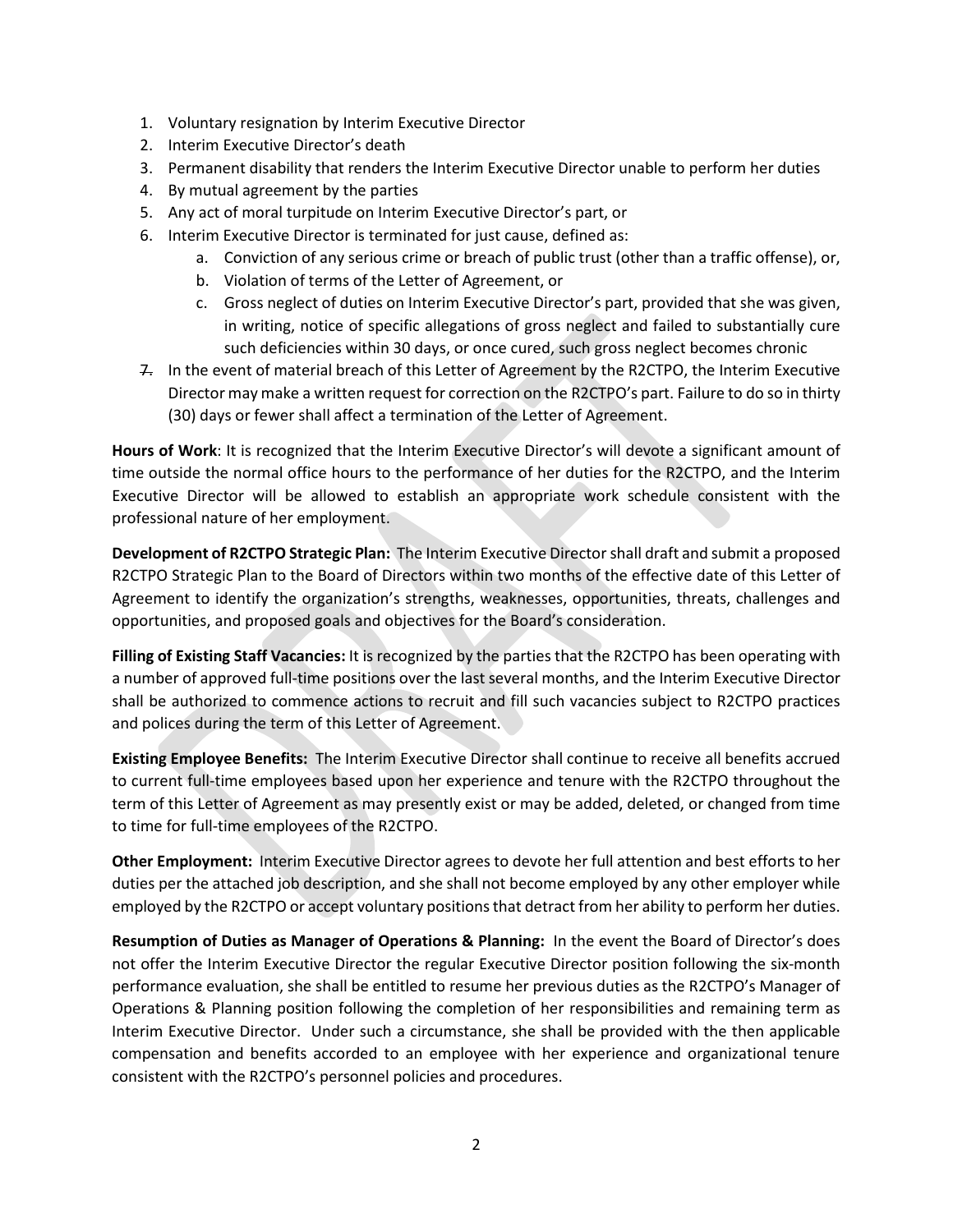1. Voluntary resignation by Interim Executive Director
2. Interim Executive Director's death
3. Permanent disability that renders the Interim Executive Director unable to perform her duties
4. By mutual agreement by the parties
5. Any act of moral turpitude on Interim Executive Director's part, or
6. Interim Executive Director is terminated for just cause, defined as:
   a. Conviction of any serious crime or breach of public trust (other than a traffic offense), or,
   b. Violation of terms of the Letter of Agreement, or
   c. Gross neglect of duties on Interim Executive Director's part, provided that she was given, in writing, notice of specific allegations of gross neglect and failed to substantially cure such deficiencies within 30 days, or once cured, such gross neglect becomes chronic
7. ~~7.~~ In the event of material breach of this Letter of Agreement by the R2CTPO, the Interim Executive Director may make a written request for correction on the R2CTPO's part. Failure to do so in thirty (30) days or fewer shall affect a termination of the Letter of Agreement.

**Hours of Work**: It is recognized that the Interim Executive Director's will devote a significant amount of time outside the normal office hours to the performance of her duties for the R2CTPO, and the Interim Executive Director will be allowed to establish an appropriate work schedule consistent with the professional nature of her employment.

**Development of R2CTPO Strategic Plan:** The Interim Executive Director shall draft and submit a proposed R2CTPO Strategic Plan to the Board of Directors within two months of the effective date of this Letter of Agreement to identify the organization's strengths, weaknesses, opportunities, threats, challenges and opportunities, and proposed goals and objectives for the Board's consideration.

**Filling of Existing Staff Vacancies:** It is recognized by the parties that the R2CTPO has been operating with a number of approved full-time positions over the last several months, and the Interim Executive Director shall be authorized to commence actions to recruit and fill such vacancies subject to R2CTPO practices and polices during the term of this Letter of Agreement.

**Existing Employee Benefits:** The Interim Executive Director shall continue to receive all benefits accrued to current full-time employees based upon her experience and tenure with the R2CTPO throughout the term of this Letter of Agreement as may presently exist or may be added, deleted, or changed from time to time for full-time employees of the R2CTPO.

**Other Employment:** Interim Executive Director agrees to devote her full attention and best efforts to her duties per the attached job description, and she shall not become employed by any other employer while employed by the R2CTPO or accept voluntary positions that detract from her ability to perform her duties.

**Resumption of Duties as Manager of Operations & Planning:** In the event the Board of Director's does not offer the Interim Executive Director the regular Executive Director position following the six-month performance evaluation, she shall be entitled to resume her previous duties as the R2CTPO's Manager of Operations & Planning position following the completion of her responsibilities and remaining term as Interim Executive Director. Under such a circumstance, she shall be provided with the then applicable compensation and benefits accorded to an employee with her experience and organizational tenure consistent with the R2CTPO's personnel policies and procedures.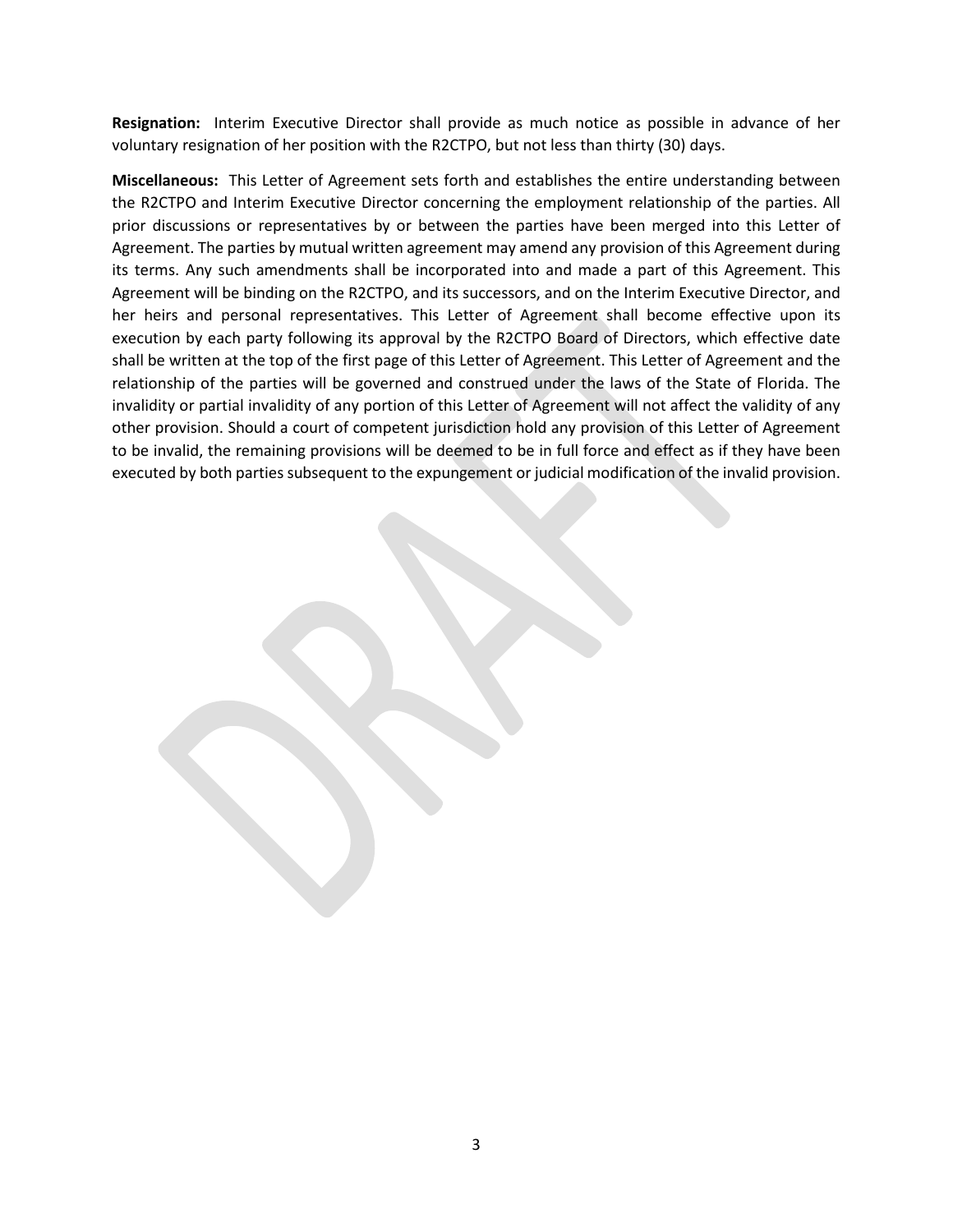**Resignation:** Interim Executive Director shall provide as much notice as possible in advance of her voluntary resignation of her position with the R2CTPO, but not less than thirty (30) days.

**Miscellaneous:** This Letter of Agreement sets forth and establishes the entire understanding between the R2CTPO and Interim Executive Director concerning the employment relationship of the parties. All prior discussions or representatives by or between the parties have been merged into this Letter of Agreement. The parties by mutual written agreement may amend any provision of this Agreement during its terms. Any such amendments shall be incorporated into and made a part of this Agreement. This Agreement will be binding on the R2CTPO, and its successors, and on the Interim Executive Director, and her heirs and personal representatives. This Letter of Agreement shall become effective upon its execution by each party following its approval by the R2CTPO Board of Directors, which effective date shall be written at the top of the first page of this Letter of Agreement. This Letter of Agreement and the relationship of the parties will be governed and construed under the laws of the State of Florida. The invalidity or partial invalidity of any portion of this Letter of Agreement will not affect the validity of any other provision. Should a court of competent jurisdiction hold any provision of this Letter of Agreement to be invalid, the remaining provisions will be deemed to be in full force and effect as if they have been executed by both parties subsequent to the expungement or judicial modification of the invalid provision.